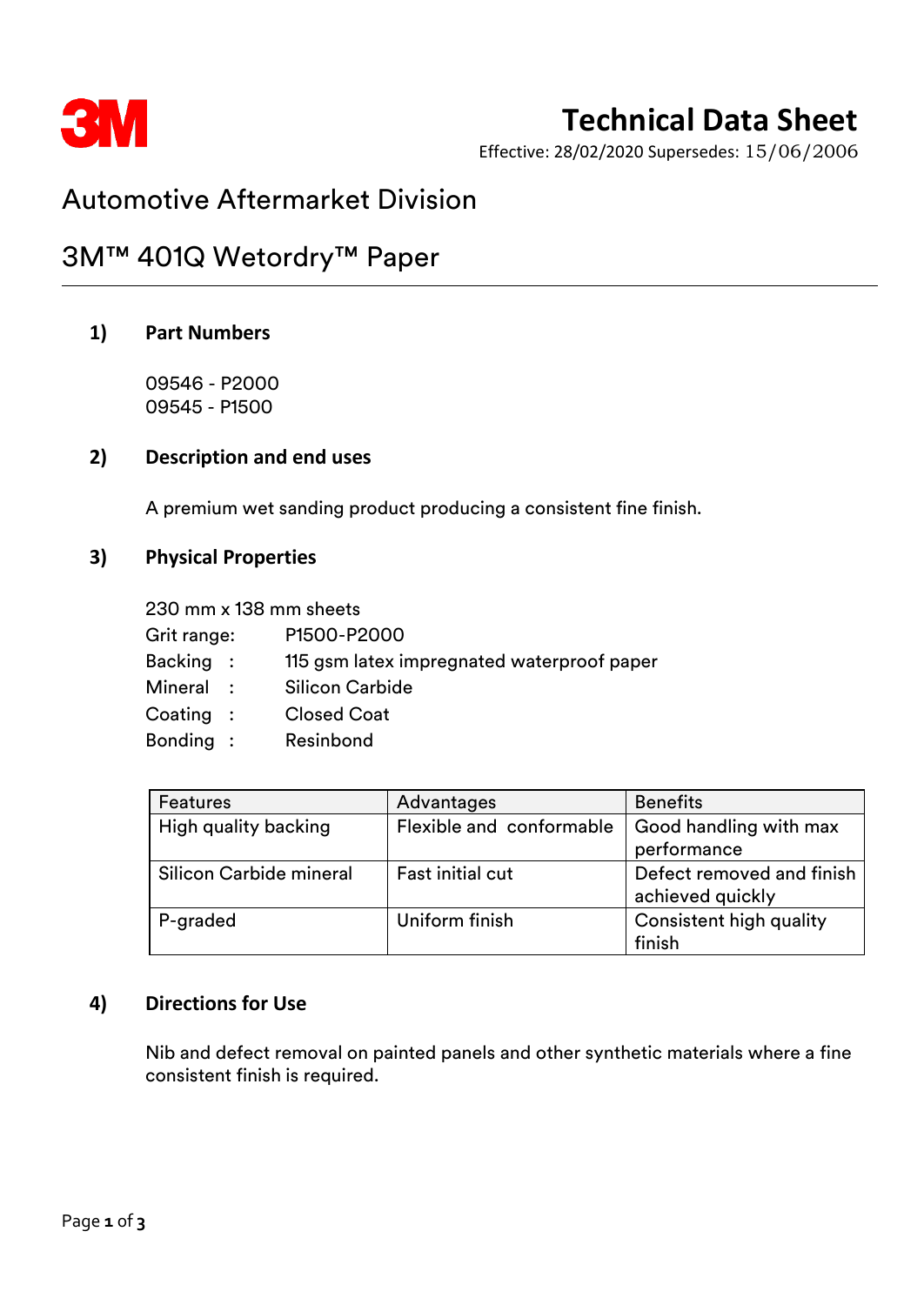3M

# Technical Data Sheet

Effective: 28/02/2020 Supersedes: 15/06/2006

## Automotive Aftermarket Division

## 3M™ 401Q Wetordry™ Paper

### 1) Part Numbers

09546 - P2000
09545 - P1500

### 2) Description and end uses

A premium wet sanding product producing a consistent fine finish.

### 3) Physical Properties

230 mm x 138 mm sheets

Grit range: P1500-P2000
Backing : 115 gsm latex impregnated waterproof paper
Mineral : Silicon Carbide
Coating : Closed Coat
Bonding : Resinbond

| Features | Advantages | Benefits |
|---|---|---|
| High quality backing | Flexible and conformable | Good handling with max performance |
| Silicon Carbide mineral | Fast initial cut | Defect removed and finish achieved quickly |
| P-graded | Uniform finish | Consistent high quality finish |

### 4) Directions for Use

Nib and defect removal on painted panels and other synthetic materials where a fine consistent finish is required.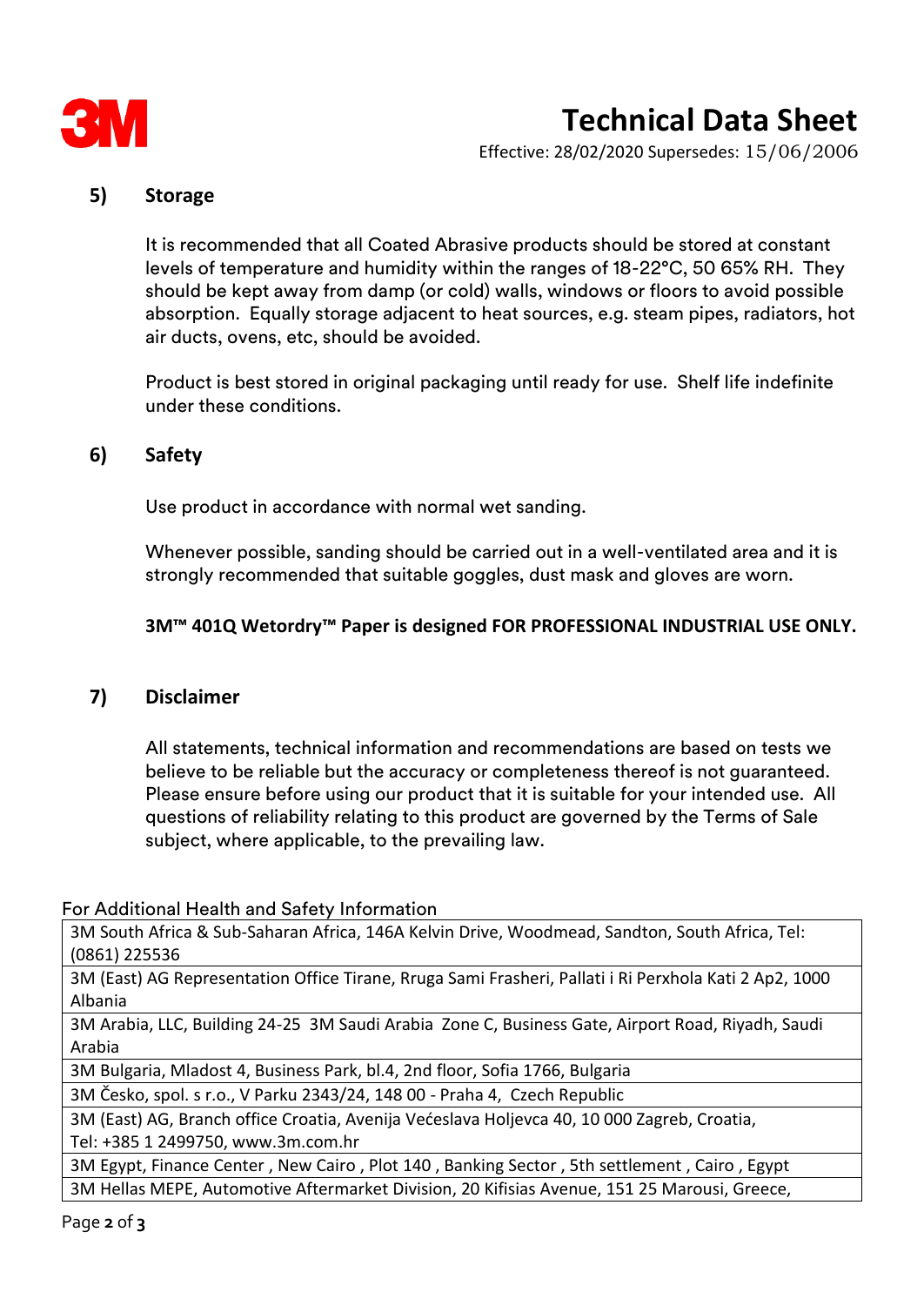## 5) Storage

It is recommended that all Coated Abrasive products should be stored at constant levels of temperature and humidity within the ranges of 18-22°C, 50 65% RH. They should be kept away from damp (or cold) walls, windows or floors to avoid possible absorption. Equally storage adjacent to heat sources, e.g. steam pipes, radiators, hot air ducts, ovens, etc, should be avoided.

Product is best stored in original packaging until ready for use. Shelf life indefinite under these conditions.

## 6) Safety

Use product in accordance with normal wet sanding.

Whenever possible, sanding should be carried out in a well-ventilated area and it is strongly recommended that suitable goggles, dust mask and gloves are worn.

**3M™ 401Q Wetordry™ Paper is designed FOR PROFESSIONAL INDUSTRIAL USE ONLY.**

## 7) Disclaimer

All statements, technical information and recommendations are based on tests we believe to be reliable but the accuracy or completeness thereof is not guaranteed. Please ensure before using our product that it is suitable for your intended use. All questions of reliability relating to this product are governed by the Terms of Sale subject, where applicable, to the prevailing law.

For Additional Health and Safety Information

| |
|---|
| 3M South Africa & Sub-Saharan Africa, 146A Kelvin Drive, Woodmead, Sandton, South Africa, Tel: (0861) 225536 |
| 3M (East) AG Representation Office Tirane, Rruga Sami Frasheri, Pallati i Ri Perxhola Kati 2 Ap2, 1000 Albania |
| 3M Arabia, LLC, Building 24-25 3M Saudi Arabia Zone C, Business Gate, Airport Road, Riyadh, Saudi Arabia |
| 3M Bulgaria, Mladost 4, Business Park, bl.4, 2nd floor, Sofia 1766, Bulgaria |
| 3M Česko, spol. s r.o., V Parku 2343/24, 148 00 - Praha 4, Czech Republic |
| 3M (East) AG, Branch office Croatia, Avenija Većeslava Holjevca 40, 10 000 Zagreb, Croatia, Tel: +385 1 2499750, www.3m.com.hr |
| 3M Egypt, Finance Center , New Cairo , Plot 140 , Banking Sector , 5th settlement , Cairo , Egypt |
| 3M Hellas MEPE, Automotive Aftermarket Division, 20 Kifisias Avenue, 151 25 Marousi, Greece, |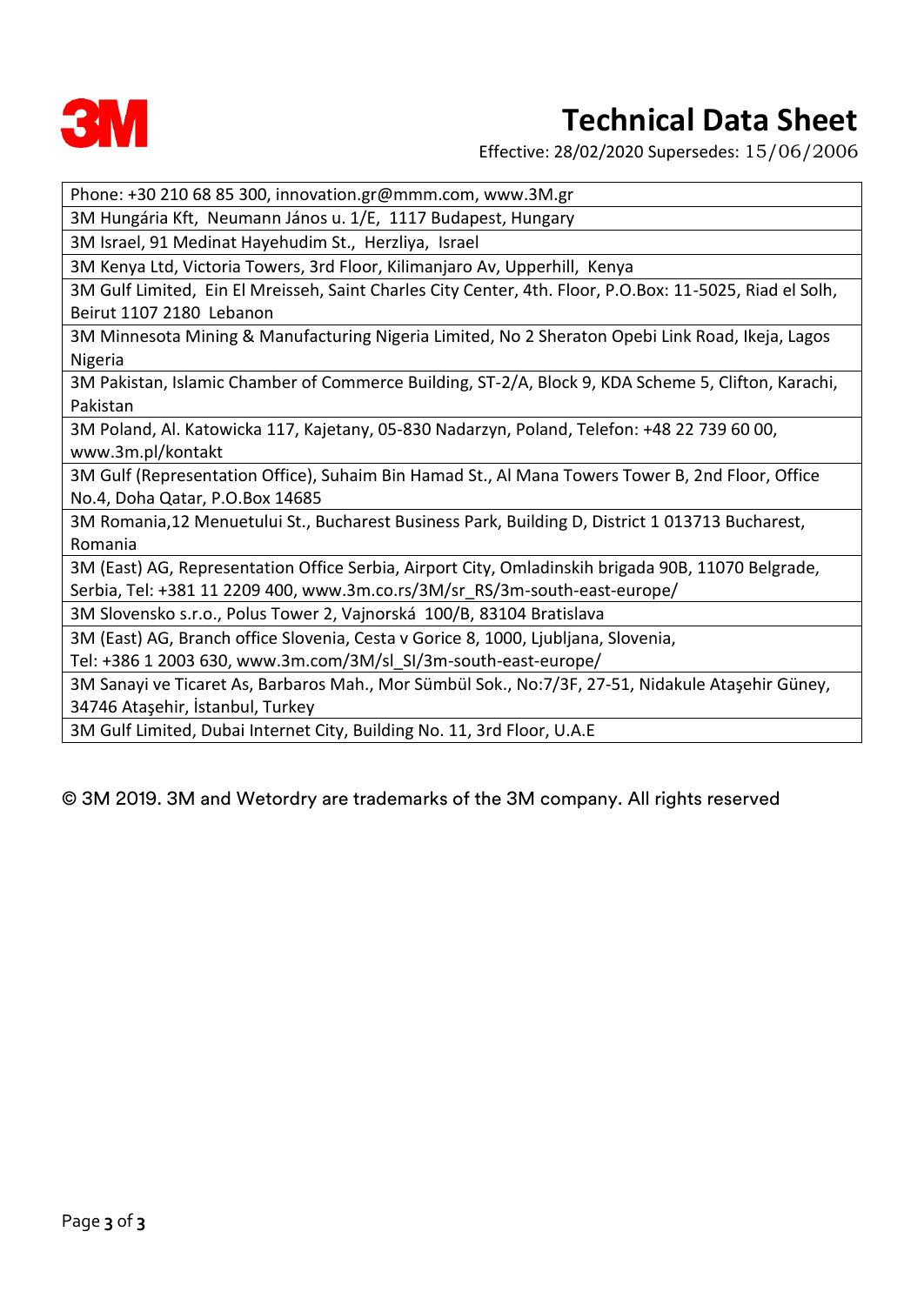| |
|---|
| Phone: +30 210 68 85 300, innovation.gr@mmm.com, www.3M.gr |
| 3M Hungária Kft, Neumann János u. 1/E, 1117 Budapest, Hungary |
| 3M Israel, 91 Medinat Hayehudim St., Herzliya, Israel |
| 3M Kenya Ltd, Victoria Towers, 3rd Floor, Kilimanjaro Av, Upperhill, Kenya |
| 3M Gulf Limited, Ein El Mreisseh, Saint Charles City Center, 4th. Floor, P.O.Box: 11-5025, Riad el Solh, Beirut 1107 2180 Lebanon |
| 3M Minnesota Mining & Manufacturing Nigeria Limited, No 2 Sheraton Opebi Link Road, Ikeja, Lagos Nigeria |
| 3M Pakistan, Islamic Chamber of Commerce Building, ST-2/A, Block 9, KDA Scheme 5, Clifton, Karachi, Pakistan |
| 3M Poland, Al. Katowicka 117, Kajetany, 05-830 Nadarzyn, Poland, Telefon: +48 22 739 60 00, www.3m.pl/kontakt |
| 3M Gulf (Representation Office), Suhaim Bin Hamad St., Al Mana Towers Tower B, 2nd Floor, Office No.4, Doha Qatar, P.O.Box 14685 |
| 3M Romania,12 Menuetului St., Bucharest Business Park, Building D, District 1 013713 Bucharest, Romania |
| 3M (East) AG, Representation Office Serbia, Airport City, Omladinskih brigada 90B, 11070 Belgrade, Serbia, Tel: +381 11 2209 400, www.3m.co.rs/3M/sr_RS/3m-south-east-europe/ |
| 3M Slovensko s.r.o., Polus Tower 2, Vajnorská 100/B, 83104 Bratislava |
| 3M (East) AG, Branch office Slovenia, Cesta v Gorice 8, 1000, Ljubljana, Slovenia, Tel: +386 1 2003 630, www.3m.com/3M/sl_SI/3m-south-east-europe/ |
| 3M Sanayi ve Ticaret As, Barbaros Mah., Mor Sümbül Sok., No:7/3F, 27-51, Nidakule Ataşehir Güney, 34746 Ataşehir, İstanbul, Turkey |
| 3M Gulf Limited, Dubai Internet City, Building No. 11, 3rd Floor, U.A.E |

© 3M 2019. 3M and Wetordry are trademarks of the 3M company. All rights reserved